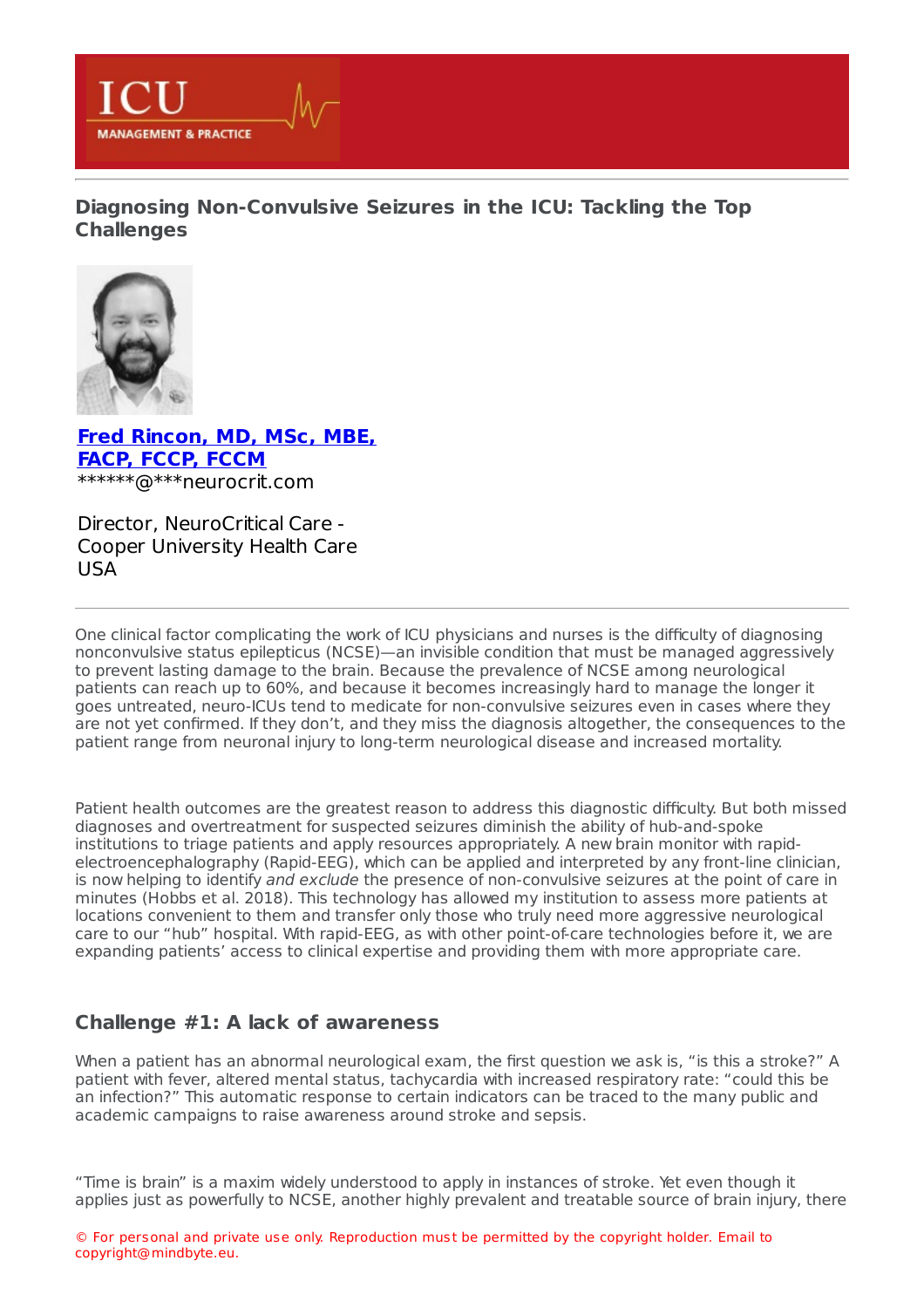# Diagnosing Non-Convulsive Seizures in the ICU: Tackling the Top Challenges

**Fred Rincon, MD, MSc, MBE, FACP, FCCP, FCCM**
******@***neurocrit.com

Director, NeuroCritical Care - Cooper University Health Care
USA

---

One clinical factor complicating the work of ICU physicians and nurses is the difficulty of diagnosing nonconvulsive status epilepticus (NCSE)—an invisible condition that must be managed aggressively to prevent lasting damage to the brain. Because the prevalence of NCSE among neurological patients can reach up to 60%, and because it becomes increasingly hard to manage the longer it goes untreated, neuro-ICUs tend to medicate for non-convulsive seizures even in cases where they are not yet confirmed. If they don't, and they miss the diagnosis altogether, the consequences to the patient range from neuronal injury to long-term neurological disease and increased mortality.

Patient health outcomes are the greatest reason to address this diagnostic difficulty. But both missed diagnoses and overtreatment for suspected seizures diminish the ability of hub-and-spoke institutions to triage patients and apply resources appropriately. A new brain monitor with rapid-electroencephalography (Rapid-EEG), which can be applied and interpreted by any front-line clinician, is now helping to identify *and exclude* the presence of non-convulsive seizures at the point of care in minutes (Hobbs et al. 2018). This technology has allowed my institution to assess more patients at locations convenient to them and transfer only those who truly need more aggressive neurological care to our "hub" hospital. With rapid-EEG, as with other point-of-care technologies before it, we are expanding patients' access to clinical expertise and providing them with more appropriate care.

## Challenge #1: A lack of awareness

When a patient has an abnormal neurological exam, the first question we ask is, "is this a stroke?" A patient with fever, altered mental status, tachycardia with increased respiratory rate: "could this be an infection?" This automatic response to certain indicators can be traced to the many public and academic campaigns to raise awareness around stroke and sepsis.

"Time is brain" is a maxim widely understood to apply in instances of stroke. Yet even though it applies just as powerfully to NCSE, another highly prevalent and treatable source of brain injury, there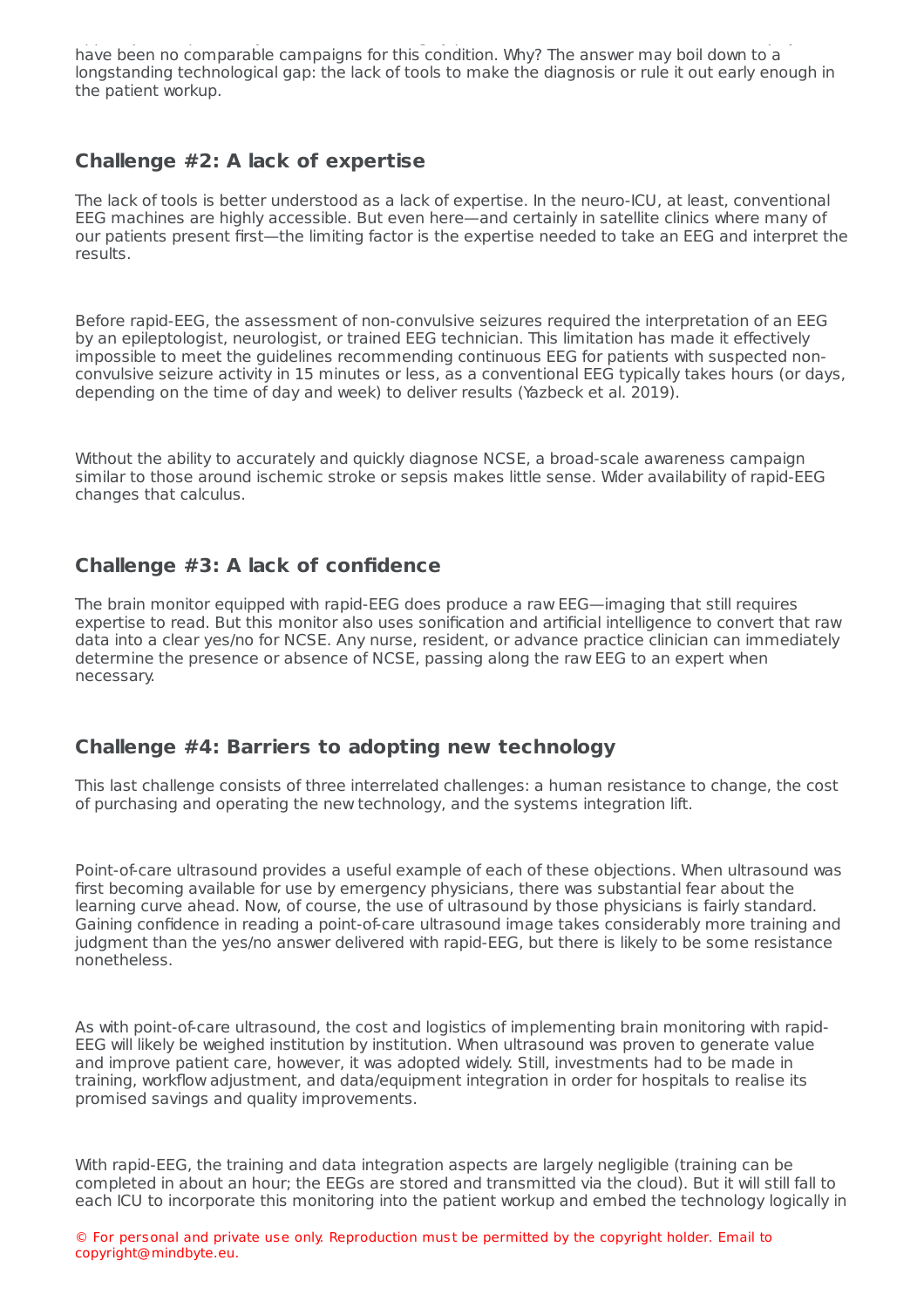have been no comparable campaigns for this condition. Why? The answer may boil down to a longstanding technological gap: the lack of tools to make the diagnosis or rule it out early enough in the patient workup.

## Challenge #2: A lack of expertise

The lack of tools is better understood as a lack of expertise. In the neuro-ICU, at least, conventional EEG machines are highly accessible. But even here—and certainly in satellite clinics where many of our patients present first—the limiting factor is the expertise needed to take an EEG and interpret the results.

Before rapid-EEG, the assessment of non-convulsive seizures required the interpretation of an EEG by an epileptologist, neurologist, or trained EEG technician. This limitation has made it effectively impossible to meet the guidelines recommending continuous EEG for patients with suspected non-convulsive seizure activity in 15 minutes or less, as a conventional EEG typically takes hours (or days, depending on the time of day and week) to deliver results (Yazbeck et al. 2019).

Without the ability to accurately and quickly diagnose NCSE, a broad-scale awareness campaign similar to those around ischemic stroke or sepsis makes little sense. Wider availability of rapid-EEG changes that calculus.

## Challenge #3: A lack of confidence

The brain monitor equipped with rapid-EEG does produce a raw EEG—imaging that still requires expertise to read. But this monitor also uses sonification and artificial intelligence to convert that raw data into a clear yes/no for NCSE. Any nurse, resident, or advance practice clinician can immediately determine the presence or absence of NCSE, passing along the raw EEG to an expert when necessary.

## Challenge #4: Barriers to adopting new technology

This last challenge consists of three interrelated challenges: a human resistance to change, the cost of purchasing and operating the new technology, and the systems integration lift.

Point-of-care ultrasound provides a useful example of each of these objections. When ultrasound was first becoming available for use by emergency physicians, there was substantial fear about the learning curve ahead. Now, of course, the use of ultrasound by those physicians is fairly standard. Gaining confidence in reading a point-of-care ultrasound image takes considerably more training and judgment than the yes/no answer delivered with rapid-EEG, but there is likely to be some resistance nonetheless.

As with point-of-care ultrasound, the cost and logistics of implementing brain monitoring with rapid-EEG will likely be weighed institution by institution. When ultrasound was proven to generate value and improve patient care, however, it was adopted widely. Still, investments had to be made in training, workflow adjustment, and data/equipment integration in order for hospitals to realise its promised savings and quality improvements.

With rapid-EEG, the training and data integration aspects are largely negligible (training can be completed in about an hour; the EEGs are stored and transmitted via the cloud). But it will still fall to each ICU to incorporate this monitoring into the patient workup and embed the technology logically in

© For personal and private use only. Reproduction must be permitted by the copyright holder. Email to copyright@mindbyte.eu.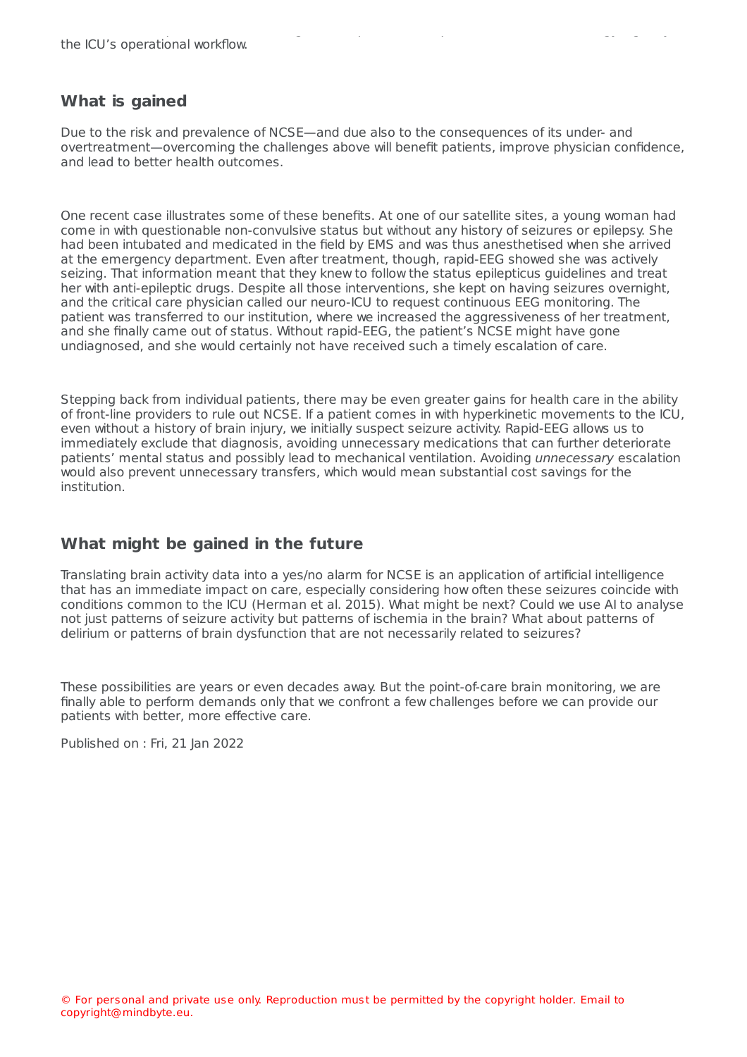the ICU's operational workflow.

## What is gained

Due to the risk and prevalence of NCSE—and due also to the consequences of its under- and overtreatment—overcoming the challenges above will benefit patients, improve physician confidence, and lead to better health outcomes.

One recent case illustrates some of these benefits. At one of our satellite sites, a young woman had come in with questionable non-convulsive status but without any history of seizures or epilepsy. She had been intubated and medicated in the field by EMS and was thus anesthetised when she arrived at the emergency department. Even after treatment, though, rapid-EEG showed she was actively seizing. That information meant that they knew to follow the status epilepticus guidelines and treat her with anti-epileptic drugs. Despite all those interventions, she kept on having seizures overnight, and the critical care physician called our neuro-ICU to request continuous EEG monitoring. The patient was transferred to our institution, where we increased the aggressiveness of her treatment, and she finally came out of status. Without rapid-EEG, the patient's NCSE might have gone undiagnosed, and she would certainly not have received such a timely escalation of care.

Stepping back from individual patients, there may be even greater gains for health care in the ability of front-line providers to rule out NCSE. If a patient comes in with hyperkinetic movements to the ICU, even without a history of brain injury, we initially suspect seizure activity. Rapid-EEG allows us to immediately exclude that diagnosis, avoiding unnecessary medications that can further deteriorate patients' mental status and possibly lead to mechanical ventilation. Avoiding *unnecessary* escalation would also prevent unnecessary transfers, which would mean substantial cost savings for the institution.

## What might be gained in the future

Translating brain activity data into a yes/no alarm for NCSE is an application of artificial intelligence that has an immediate impact on care, especially considering how often these seizures coincide with conditions common to the ICU (Herman et al. 2015). What might be next? Could we use AI to analyse not just patterns of seizure activity but patterns of ischemia in the brain? What about patterns of delirium or patterns of brain dysfunction that are not necessarily related to seizures?

These possibilities are years or even decades away. But the point-of-care brain monitoring, we are finally able to perform demands only that we confront a few challenges before we can provide our patients with better, more effective care.

Published on : Fri, 21 Jan 2022

© For personal and private use only. Reproduction must be permitted by the copyright holder. Email to copyright@mindbyte.eu.